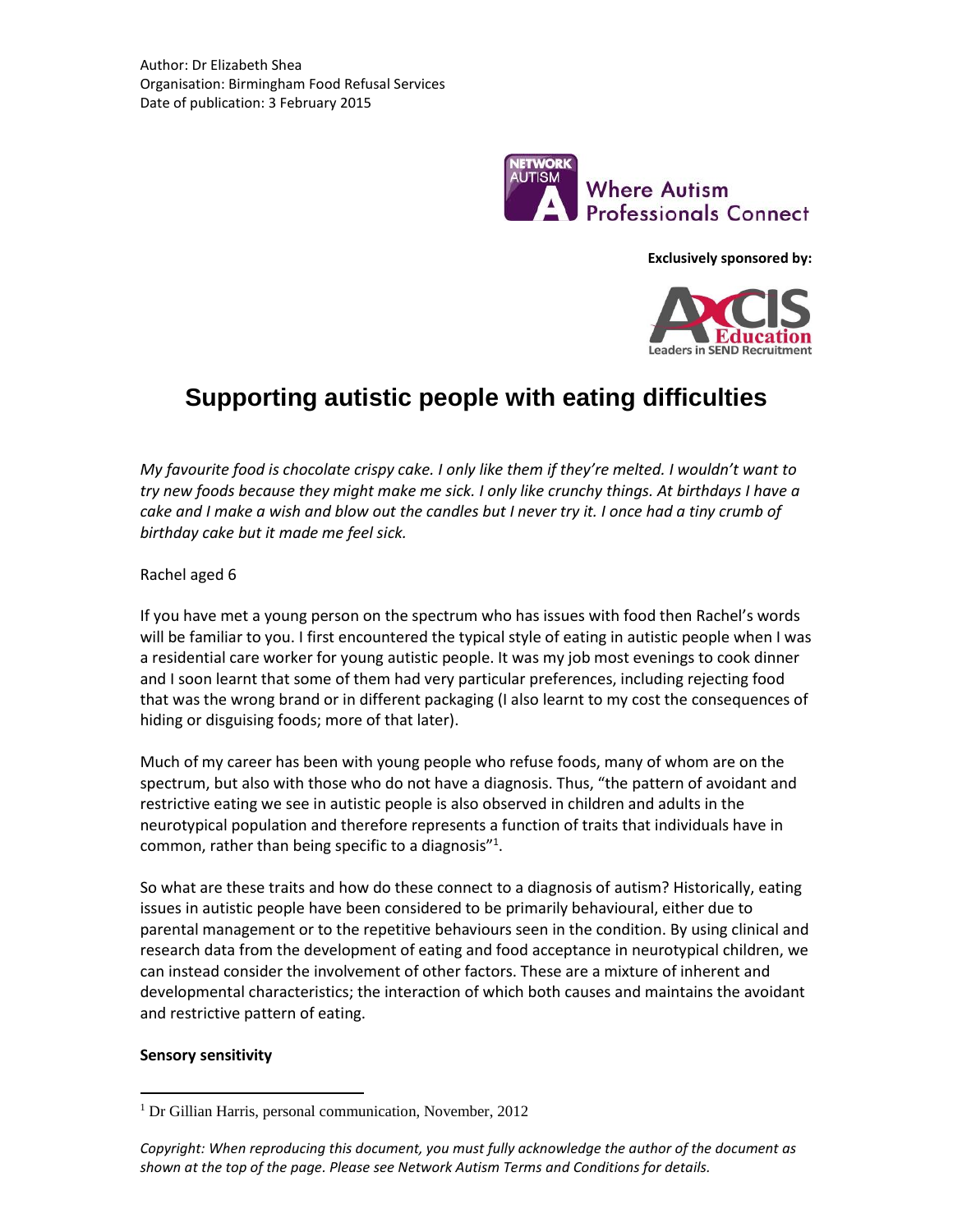Author: Dr Elizabeth Shea
Organisation: Birmingham Food Refusal Services
Date of publication: 3 February 2015

Where Autism Professionals Connect

**Exclusively sponsored by:**

# Supporting autistic people with eating difficulties

*My favourite food is chocolate crispy cake. I only like them if they're melted. I wouldn't want to try new foods because they might make me sick. I only like crunchy things. At birthdays I have a cake and I make a wish and blow out the candles but I never try it. I once had a tiny crumb of birthday cake but it made me feel sick.*

Rachel aged 6

If you have met a young person on the spectrum who has issues with food then Rachel's words will be familiar to you. I first encountered the typical style of eating in autistic people when I was a residential care worker for young autistic people. It was my job most evenings to cook dinner and I soon learnt that some of them had very particular preferences, including rejecting food that was the wrong brand or in different packaging (I also learnt to my cost the consequences of hiding or disguising foods; more of that later).

Much of my career has been with young people who refuse foods, many of whom are on the spectrum, but also with those who do not have a diagnosis. Thus, "the pattern of avoidant and restrictive eating we see in autistic people is also observed in children and adults in the neurotypical population and therefore represents a function of traits that individuals have in common, rather than being specific to a diagnosis"[1].

So what are these traits and how do these connect to a diagnosis of autism? Historically, eating issues in autistic people have been considered to be primarily behavioural, either due to parental management or to the repetitive behaviours seen in the condition. By using clinical and research data from the development of eating and food acceptance in neurotypical children, we can instead consider the involvement of other factors. These are a mixture of inherent and developmental characteristics; the interaction of which both causes and maintains the avoidant and restrictive pattern of eating.

**Sensory sensitivity**

[1] Dr Gillian Harris, personal communication, November, 2012

*Copyright: When reproducing this document, you must fully acknowledge the author of the document as shown at the top of the page. Please see Network Autism Terms and Conditions for details.*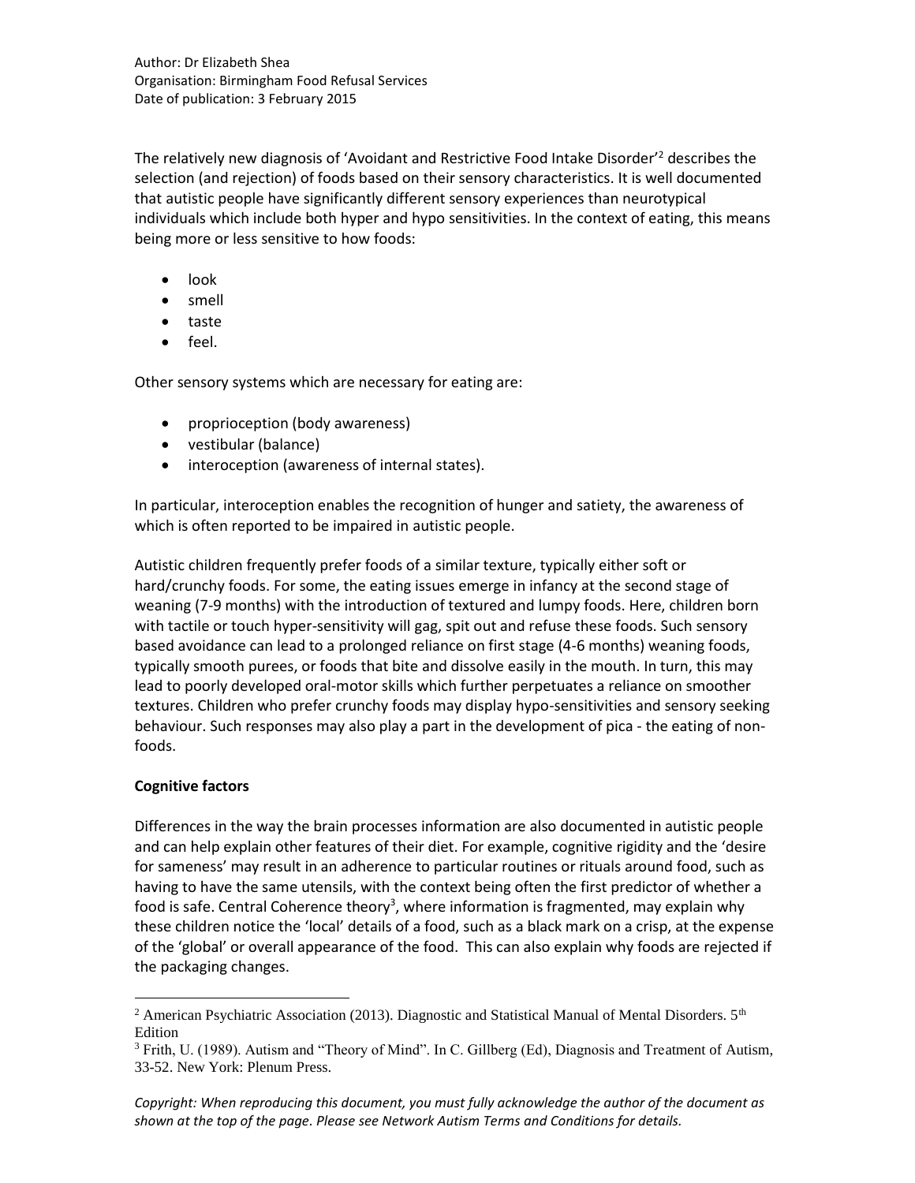Author: Dr Elizabeth Shea
Organisation: Birmingham Food Refusal Services
Date of publication: 3 February 2015

The relatively new diagnosis of 'Avoidant and Restrictive Food Intake Disorder'[2] describes the selection (and rejection) of foods based on their sensory characteristics. It is well documented that autistic people have significantly different sensory experiences than neurotypical individuals which include both hyper and hypo sensitivities. In the context of eating, this means being more or less sensitive to how foods:

- look
- smell
- taste
- feel.

Other sensory systems which are necessary for eating are:

- proprioception (body awareness)
- vestibular (balance)
- interoception (awareness of internal states).

In particular, interoception enables the recognition of hunger and satiety, the awareness of which is often reported to be impaired in autistic people.

Autistic children frequently prefer foods of a similar texture, typically either soft or hard/crunchy foods. For some, the eating issues emerge in infancy at the second stage of weaning (7-9 months) with the introduction of textured and lumpy foods. Here, children born with tactile or touch hyper-sensitivity will gag, spit out and refuse these foods. Such sensory based avoidance can lead to a prolonged reliance on first stage (4-6 months) weaning foods, typically smooth purees, or foods that bite and dissolve easily in the mouth. In turn, this may lead to poorly developed oral-motor skills which further perpetuates a reliance on smoother textures. Children who prefer crunchy foods may display hypo-sensitivities and sensory seeking behaviour. Such responses may also play a part in the development of pica - the eating of non-foods.

**Cognitive factors**

Differences in the way the brain processes information are also documented in autistic people and can help explain other features of their diet. For example, cognitive rigidity and the 'desire for sameness' may result in an adherence to particular routines or rituals around food, such as having to have the same utensils, with the context being often the first predictor of whether a food is safe. Central Coherence theory[3], where information is fragmented, may explain why these children notice the 'local' details of a food, such as a black mark on a crisp, at the expense of the 'global' or overall appearance of the food. This can also explain why foods are rejected if the packaging changes.

[2] American Psychiatric Association (2013). Diagnostic and Statistical Manual of Mental Disorders. 5th Edition

[3] Frith, U. (1989). Autism and "Theory of Mind". In C. Gillberg (Ed), Diagnosis and Treatment of Autism, 33-52. New York: Plenum Press.

*Copyright: When reproducing this document, you must fully acknowledge the author of the document as shown at the top of the page. Please see Network Autism Terms and Conditions for details.*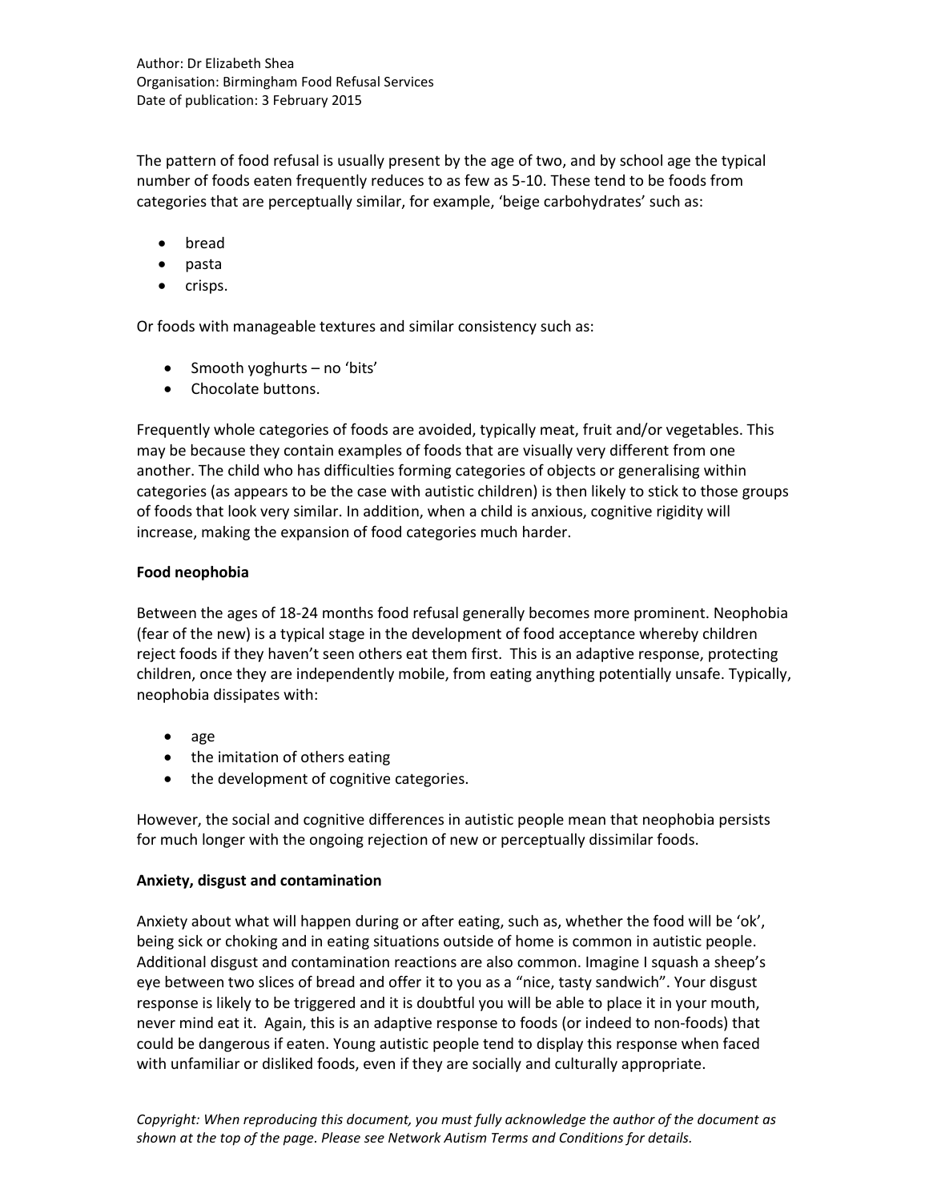The pattern of food refusal is usually present by the age of two, and by school age the typical number of foods eaten frequently reduces to as few as 5-10. These tend to be foods from categories that are perceptually similar, for example, 'beige carbohydrates' such as:

- bread
- pasta
- crisps.

Or foods with manageable textures and similar consistency such as:

- Smooth yoghurts – no 'bits'
- Chocolate buttons.

Frequently whole categories of foods are avoided, typically meat, fruit and/or vegetables. This may be because they contain examples of foods that are visually very different from one another. The child who has difficulties forming categories of objects or generalising within categories (as appears to be the case with autistic children) is then likely to stick to those groups of foods that look very similar. In addition, when a child is anxious, cognitive rigidity will increase, making the expansion of food categories much harder.

**Food neophobia**

Between the ages of 18-24 months food refusal generally becomes more prominent. Neophobia (fear of the new) is a typical stage in the development of food acceptance whereby children reject foods if they haven't seen others eat them first. This is an adaptive response, protecting children, once they are independently mobile, from eating anything potentially unsafe. Typically, neophobia dissipates with:

- age
- the imitation of others eating
- the development of cognitive categories.

However, the social and cognitive differences in autistic people mean that neophobia persists for much longer with the ongoing rejection of new or perceptually dissimilar foods.

**Anxiety, disgust and contamination**

Anxiety about what will happen during or after eating, such as, whether the food will be 'ok', being sick or choking and in eating situations outside of home is common in autistic people. Additional disgust and contamination reactions are also common. Imagine I squash a sheep's eye between two slices of bread and offer it to you as a "nice, tasty sandwich". Your disgust response is likely to be triggered and it is doubtful you will be able to place it in your mouth, never mind eat it. Again, this is an adaptive response to foods (or indeed to non-foods) that could be dangerous if eaten. Young autistic people tend to display this response when faced with unfamiliar or disliked foods, even if they are socially and culturally appropriate.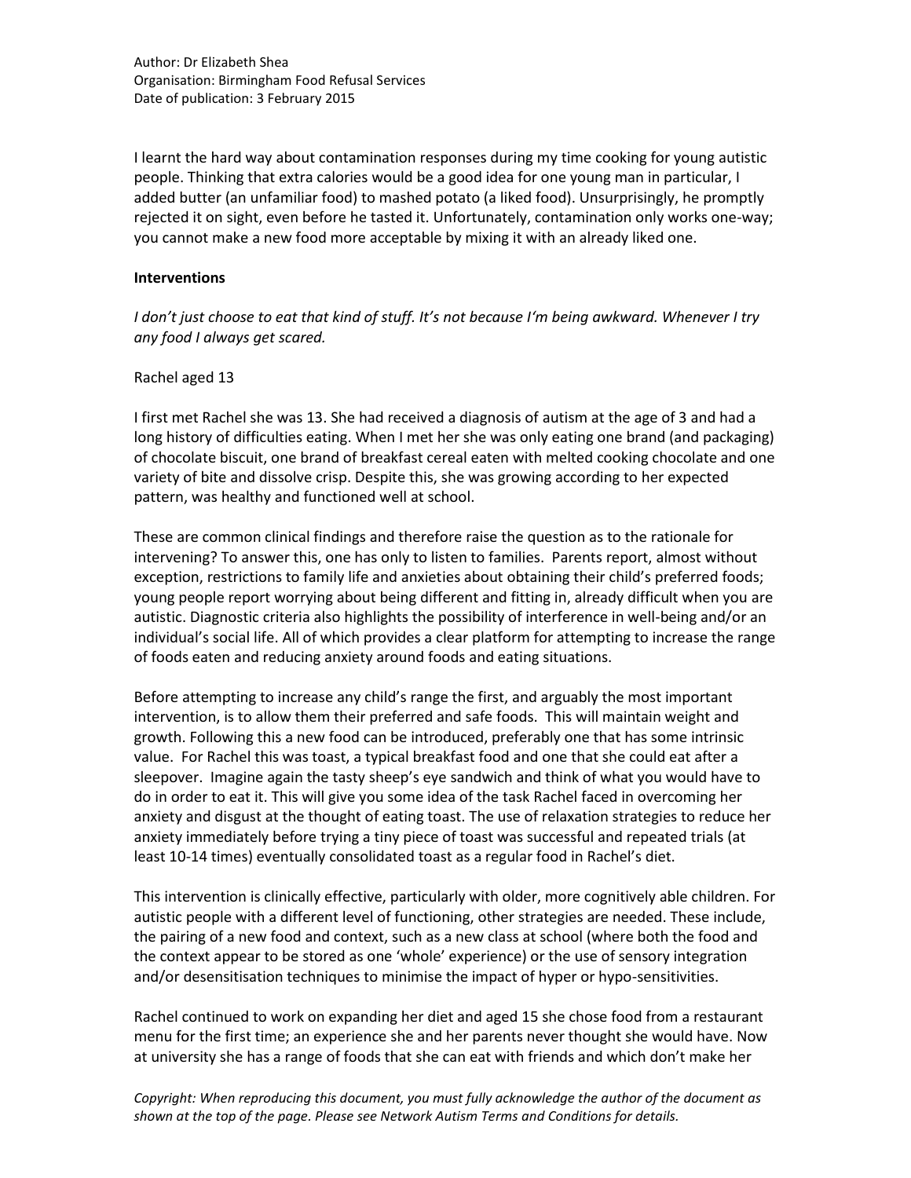I learnt the hard way about contamination responses during my time cooking for young autistic people. Thinking that extra calories would be a good idea for one young man in particular, I added butter (an unfamiliar food) to mashed potato (a liked food). Unsurprisingly, he promptly rejected it on sight, even before he tasted it. Unfortunately, contamination only works one-way; you cannot make a new food more acceptable by mixing it with an already liked one.

**Interventions**

*I don't just choose to eat that kind of stuff. It's not because I'm being awkward. Whenever I try any food I always get scared.*

Rachel aged 13

I first met Rachel she was 13. She had received a diagnosis of autism at the age of 3 and had a long history of difficulties eating. When I met her she was only eating one brand (and packaging) of chocolate biscuit, one brand of breakfast cereal eaten with melted cooking chocolate and one variety of bite and dissolve crisp. Despite this, she was growing according to her expected pattern, was healthy and functioned well at school.

These are common clinical findings and therefore raise the question as to the rationale for intervening? To answer this, one has only to listen to families. Parents report, almost without exception, restrictions to family life and anxieties about obtaining their child's preferred foods; young people report worrying about being different and fitting in, already difficult when you are autistic. Diagnostic criteria also highlights the possibility of interference in well-being and/or an individual's social life. All of which provides a clear platform for attempting to increase the range of foods eaten and reducing anxiety around foods and eating situations.

Before attempting to increase any child's range the first, and arguably the most important intervention, is to allow them their preferred and safe foods. This will maintain weight and growth. Following this a new food can be introduced, preferably one that has some intrinsic value. For Rachel this was toast, a typical breakfast food and one that she could eat after a sleepover. Imagine again the tasty sheep's eye sandwich and think of what you would have to do in order to eat it. This will give you some idea of the task Rachel faced in overcoming her anxiety and disgust at the thought of eating toast. The use of relaxation strategies to reduce her anxiety immediately before trying a tiny piece of toast was successful and repeated trials (at least 10-14 times) eventually consolidated toast as a regular food in Rachel's diet.

This intervention is clinically effective, particularly with older, more cognitively able children. For autistic people with a different level of functioning, other strategies are needed. These include, the pairing of a new food and context, such as a new class at school (where both the food and the context appear to be stored as one 'whole' experience) or the use of sensory integration and/or desensitisation techniques to minimise the impact of hyper or hypo-sensitivities.

Rachel continued to work on expanding her diet and aged 15 she chose food from a restaurant menu for the first time; an experience she and her parents never thought she would have. Now at university she has a range of foods that she can eat with friends and which don't make her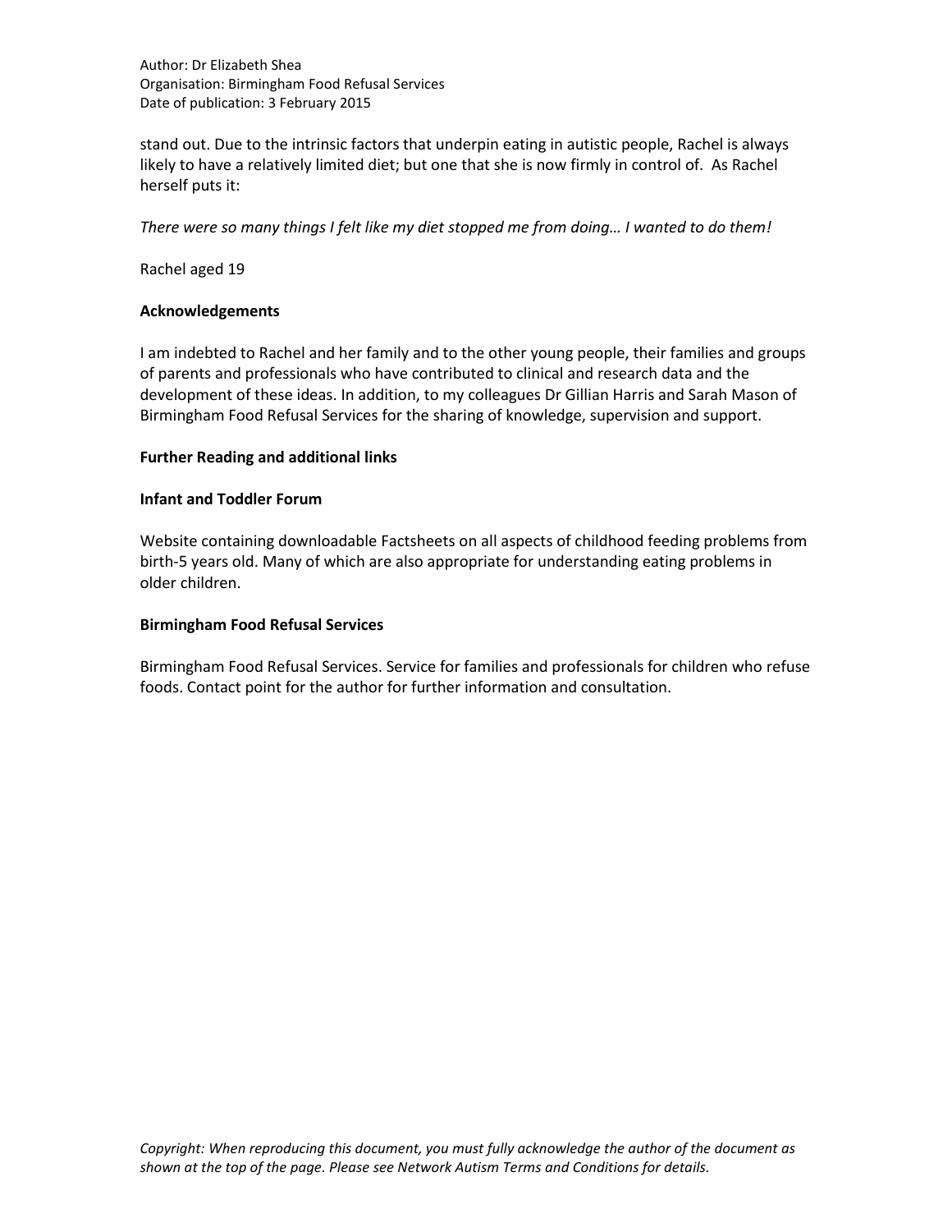stand out. Due to the intrinsic factors that underpin eating in autistic people, Rachel is always likely to have a relatively limited diet; but one that she is now firmly in control of. As Rachel herself puts it:

*There were so many things I felt like my diet stopped me from doing… I wanted to do them!*

Rachel aged 19

**Acknowledgements**

I am indebted to Rachel and her family and to the other young people, their families and groups of parents and professionals who have contributed to clinical and research data and the development of these ideas. In addition, to my colleagues Dr Gillian Harris and Sarah Mason of Birmingham Food Refusal Services for the sharing of knowledge, supervision and support.

**Further Reading and additional links**

**Infant and Toddler Forum**

Website containing downloadable Factsheets on all aspects of childhood feeding problems from birth-5 years old. Many of which are also appropriate for understanding eating problems in older children.

**Birmingham Food Refusal Services**

Birmingham Food Refusal Services. Service for families and professionals for children who refuse foods. Contact point for the author for further information and consultation.